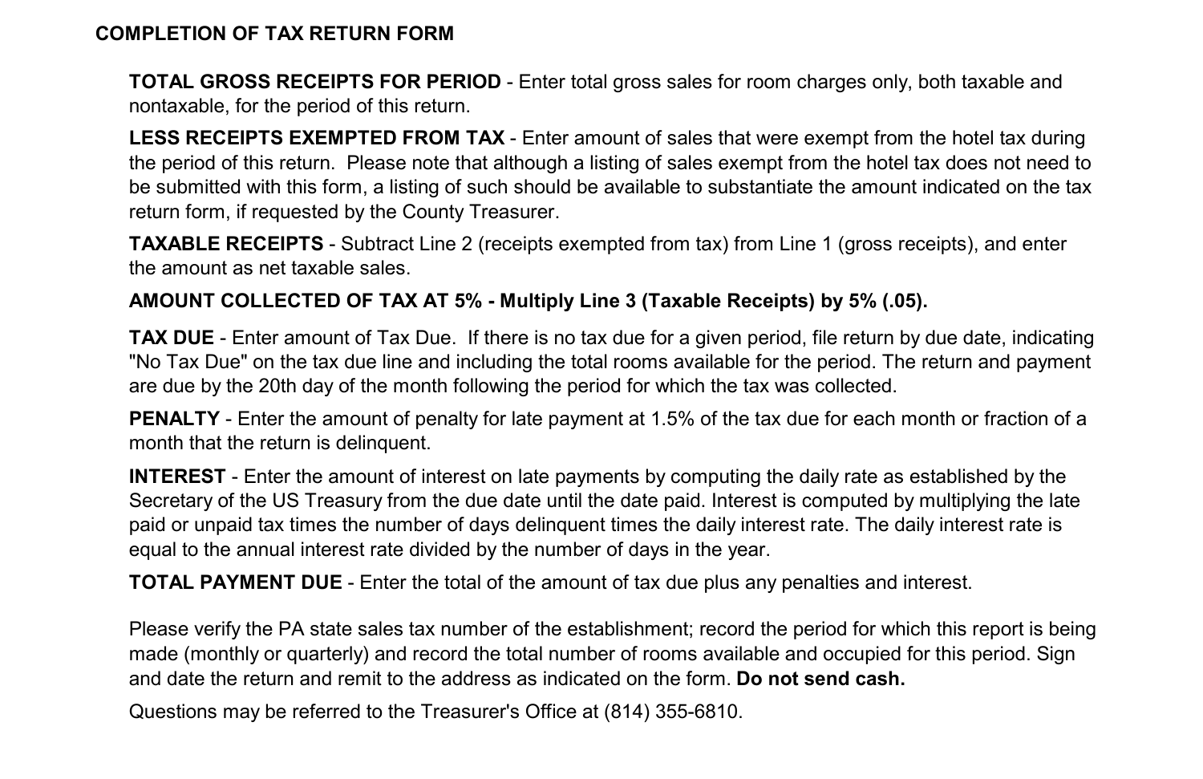## COMPLETION OF TAX RETURN FORM

**TOTAL GROSS RECEIPTS FOR PERIOD** - Enter total gross sales for room charges only, both taxable and nontaxable, for the period of this return.

**LESS RECEIPTS EXEMPTED FROM TAX** - Enter amount of sales that were exempt from the hotel tax during the period of this return. Please note that although a listing of sales exempt from the hotel tax does not need to be submitted with this form, a listing of such should be available to substantiate the amount indicated on the tax return form, if requested by the County Treasurer.

**TAXABLE RECEIPTS** - Subtract Line 2 (receipts exempted from tax) from Line 1 (gross receipts), and enter the amount as net taxable sales.

**AMOUNT COLLECTED OF TAX AT 5% - Multiply Line 3 (Taxable Receipts) by 5% (.05).**

**TAX DUE** - Enter amount of Tax Due. If there is no tax due for a given period, file return by due date, indicating "No Tax Due" on the tax due line and including the total rooms available for the period. The return and payment are due by the 20th day of the month following the period for which the tax was collected.

**PENALTY** - Enter the amount of penalty for late payment at 1.5% of the tax due for each month or fraction of a month that the return is delinquent.

**INTEREST** - Enter the amount of interest on late payments by computing the daily rate as established by the Secretary of the US Treasury from the due date until the date paid. Interest is computed by multiplying the late paid or unpaid tax times the number of days delinquent times the daily interest rate. The daily interest rate is equal to the annual interest rate divided by the number of days in the year.

**TOTAL PAYMENT DUE** - Enter the total of the amount of tax due plus any penalties and interest.

Please verify the PA state sales tax number of the establishment; record the period for which this report is being made (monthly or quarterly) and record the total number of rooms available and occupied for this period. Sign and date the return and remit to the address as indicated on the form. **Do not send cash.**

Questions may be referred to the Treasurer's Office at (814) 355-6810.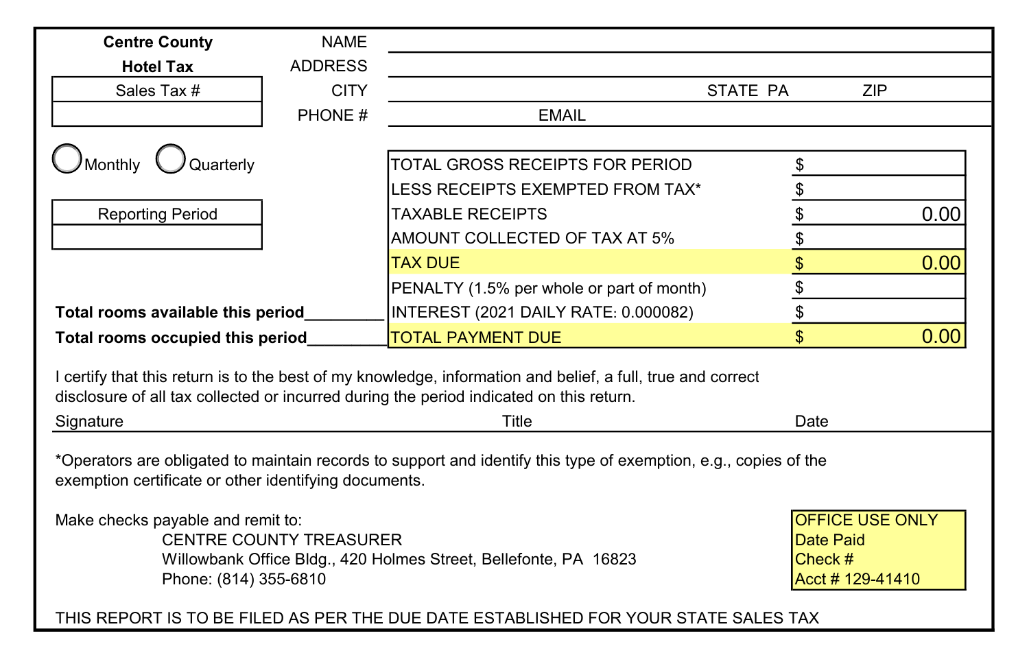**Centre County**

**Hotel Tax**

| Sales Tax # |
|---|
| |

NAME

ADDRESS

CITY STATE PA ZIP

PHONE # EMAIL

○ Monthly ○ Quarterly

| Reporting Period |
|---|
| |

| | | |
|---|---|---|
| TOTAL GROSS RECEIPTS FOR PERIOD | $ | |
| LESS RECEIPTS EXEMPTED FROM TAX* | $ | |
| TAXABLE RECEIPTS | $ | 0.00 |
| AMOUNT COLLECTED OF TAX AT 5% | $ | |
| TAX DUE | $ | 0.00 |
| PENALTY (1.5% per whole or part of month) | $ | |
| INTEREST (2021 DAILY RATE: 0.000082) | $ | |
| TOTAL PAYMENT DUE | $ | 0.00 |

**Total rooms available this period**_________

**Total rooms occupied this period**_________

I certify that this return is to the best of my knowledge, information and belief, a full, true and correct disclosure of all tax collected or incurred during the period indicated on this return.

Signature Title Date

*Operators are obligated to maintain records to support and identify this type of exemption, e.g., copies of the exemption certificate or other identifying documents.

Make checks payable and remit to:

CENTRE COUNTY TREASURER
Willowbank Office Bldg., 420 Holmes Street, Bellefonte, PA 16823
Phone: (814) 355-6810

OFFICE USE ONLY
Date Paid
Check #
Acct # 129-41410

THIS REPORT IS TO BE FILED AS PER THE DUE DATE ESTABLISHED FOR YOUR STATE SALES TAX